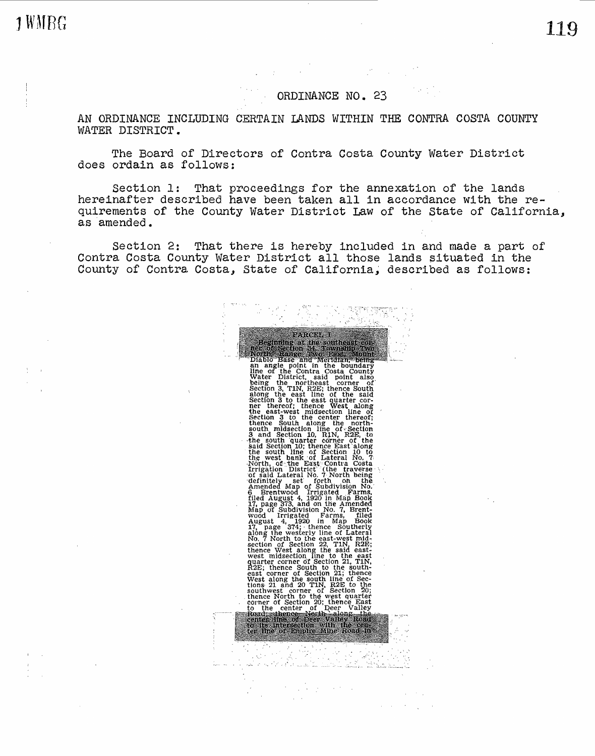# ORDINANCE NO. 23

AN ORDINANCE INCLUDING CERTAIN LANDS WITHIN THE CONTRA COSTA COUNTY WATER DISTRICT.

The Board of Directors of Contra Costa County Water District does ordain as follows:

Section 1: That proceedings for the annexation of the lands hereinafter described have been taken all in accordance with the requirements of the County Water District Law of the State of California, as amended.

Section 2: That there is hereby included in and made a part of Contra Costa County Water District all those lands situated in the County of Contra Costa, State of California, described as follows:

PARCEL I

Beginning at the southeast corner of Section 34, Township Two North, Range Two East, Mount Diablo Base and Meridian, being an angle point in the boundary line of the Contra Costa County Water District, said point also being the northeast corner of Section 3, T1N, R2E; thence South along the east line of the said Section 3 to the east quarter corner thereof; thence West along the east-west midsection line of Section 3 to the center thereof; thence South along the north-south midsection line of Section 3 and Section 10, R1N, R2E, to the south quarter corner of the said Section 10; thence East along the south line of Section 10 to the west bank of Lateral No. 7 North, of the East Contra Costa Irrigation District (the traverse of said Lateral No. 7 North being definitely set forth on the Amended Map of Subdivision No. 6 Brentwood Irrigated Farms, filed August 4, 1920 in Map Book 17, page 373, and on the Amended Map of Subdivision No. 7, Brentwood Irrigated Farms, filed August 4, 1920 in Map Book 17, page 374; thence Southerly along the westerly line of Lateral No. 7 North to the east-west midsection of Section 22, T1N, R2E; thence West along the said east-west midsection line to the east quarter corner of Section 21, T1N, R2E; thence South to the southeast corner of Section 21; thence West along the south line of Sections 21 and 20 T1N, R2E to the southwest corner of Section 20; thence North to the west quarter corner of Section 20; thence East to the center of Deer Valley Road; thence North along the center line of Deer Valley Road to its intersection with the center line of Empire Mine Road in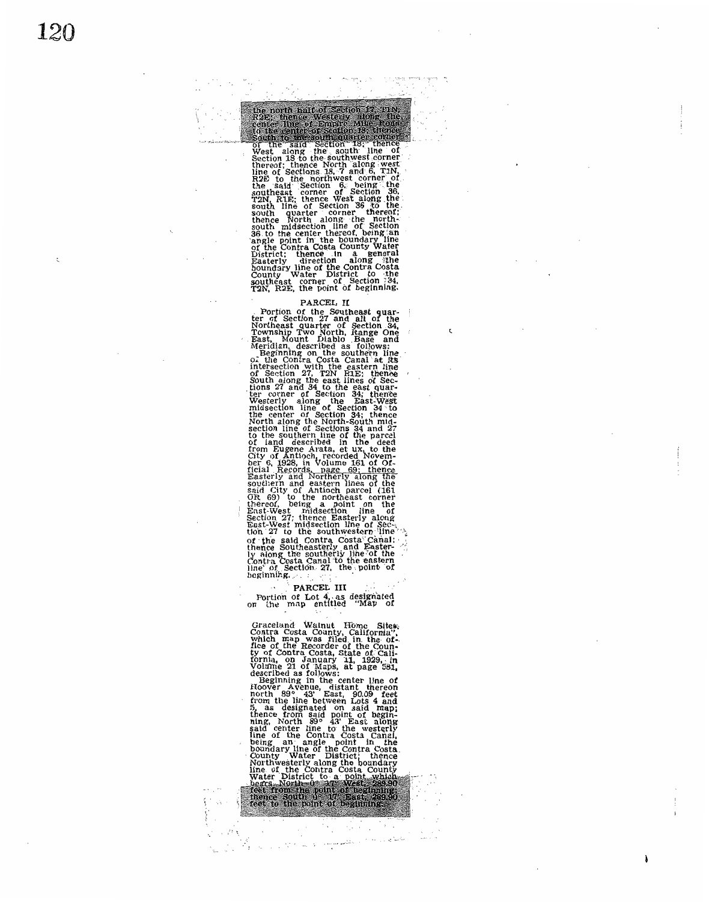the north half of Section 17, T1N, R2E; thence Westerly along the center line of Empire Mine Road to the center of Section 18; thence South to the south quarter corner of the said Section 18; thence West along the south line of Section 18 to the southwest corner thereof; thence North along west line of Sections 18, 7 and 6, T1N, R2E to the northwest corner of the said Section 6, being the southeast corner of Section 36, T2N, R1E; thence West along the south line of Section 36 to the south quarter corner thereof; thence North along the north-south midsection line of Section 36 to the center thereof, being an angle point in the boundary line of the Contra Costa County Water District; thence in a general Easterly direction along the boundary line of the Contra Costa County Water District to the southeast corner of Section 34, T2N, R2E, the point of beginning.

## PARCEL II

Portion of the Southeast quarter of Section 27 and all of the Northeast quarter of Section 34, Township Two North, Range One East, Mount Diablo Base and Meridian, described as follows:

Beginning on the southern line of the Contra Costa Canal at its intersection with the eastern line of Section 27, T2N R1E; thence South along the east lines of Sections 27 and 34 to the east quarter corner of Section 34; thence Westerly along the East-West midsection line of Section 34 to the center of Section 34; thence North along the North-South midsection line of Sections 34 and 27 to the southern line of the parcel of land described in the deed from Eugene Arata, et ux, to the City of Antioch, recorded November 6, 1928, in Volume 161 of Official Records, page 69; thence Easterly and Northerly along the southern and eastern lines of the said City of Antioch parcel (161 OR 69) to the northeast corner thereof, being a point on the East-West midsection line of Section 27; thence Easterly along East-West midsection line of Section 27 to the southwestern line of the said Contra Costa Canal; thence Southeasterly and Easterly along the southerly line of the Contra Costa Canal to the eastern line of Section 27, the point of beginning.

## PARCEL III

Portion of Lot 4, as designated on the map entitled "Map of Graceland Walnut Home Sites, Contra Costa County, California", which map was filed in the office of the Recorder of the County of Contra Costa, State of California, on January 11, 1929, in Volume 21 of Maps, at page 581, described as follows:

Beginning in the center line of Hoover Avenue, distant thereon north 89° 43' East, 90.09 feet from the line between Lots 4 and 5, as designated on said map; thence from said point of beginning, North 89° 43' East along said center line to the westerly line of the Contra Costa Canal, being an angle point in the boundary line of the Contra Costa County Water District; thence Northwesterly along the boundary line of the Contra Costa County Water District to a point which bears North 0° 17' West, 289.90 feet from the point of beginning; thence South 0° 17' East, 289.90 feet to the point of beginning.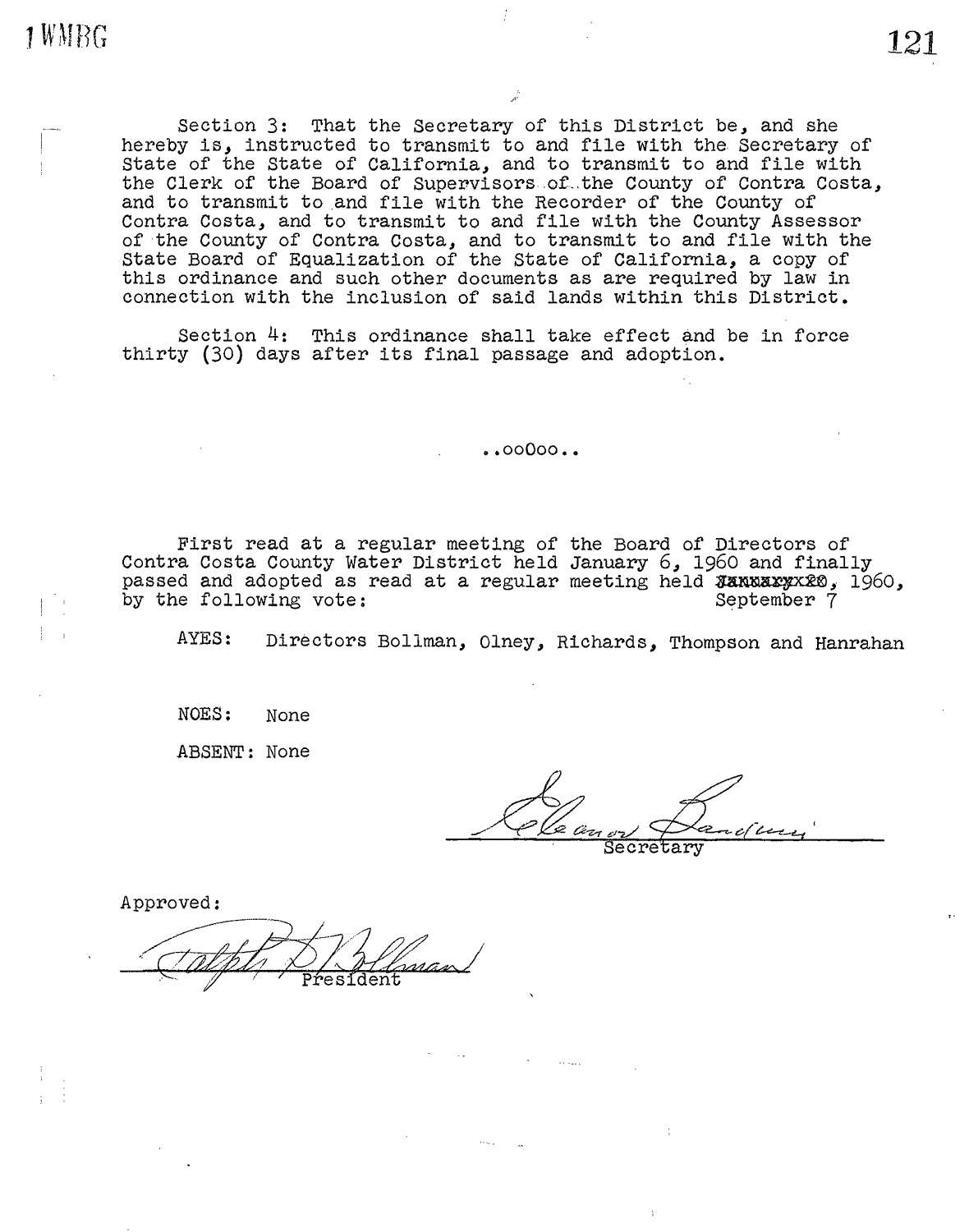Section 3: That the Secretary of this District be, and she hereby is, instructed to transmit to and file with the Secretary of State of the State of California, and to transmit to and file with the Clerk of the Board of Supervisors of the County of Contra Costa, and to transmit to and file with the Recorder of the County of Contra Costa, and to transmit to and file with the County Assessor of the County of Contra Costa, and to transmit to and file with the State Board of Equalization of the State of California, a copy of this ordinance and such other documents as are required by law in connection with the inclusion of said lands within this District.

Section 4: This ordinance shall take effect and be in force thirty (30) days after its final passage and adoption.

..ooOoo..

First read at a regular meeting of the Board of Directors of Contra Costa County Water District held January 6, 1960 and finally passed and adopted as read at a regular meeting held ~~January 20~~ September 7, 1960, by the following vote:

AYES: Directors Bollman, Olney, Richards, Thompson and Hanrahan

NOES: None

ABSENT: None

Eleanor Landini
Secretary

Approved:

Ralph D. Bollman
President